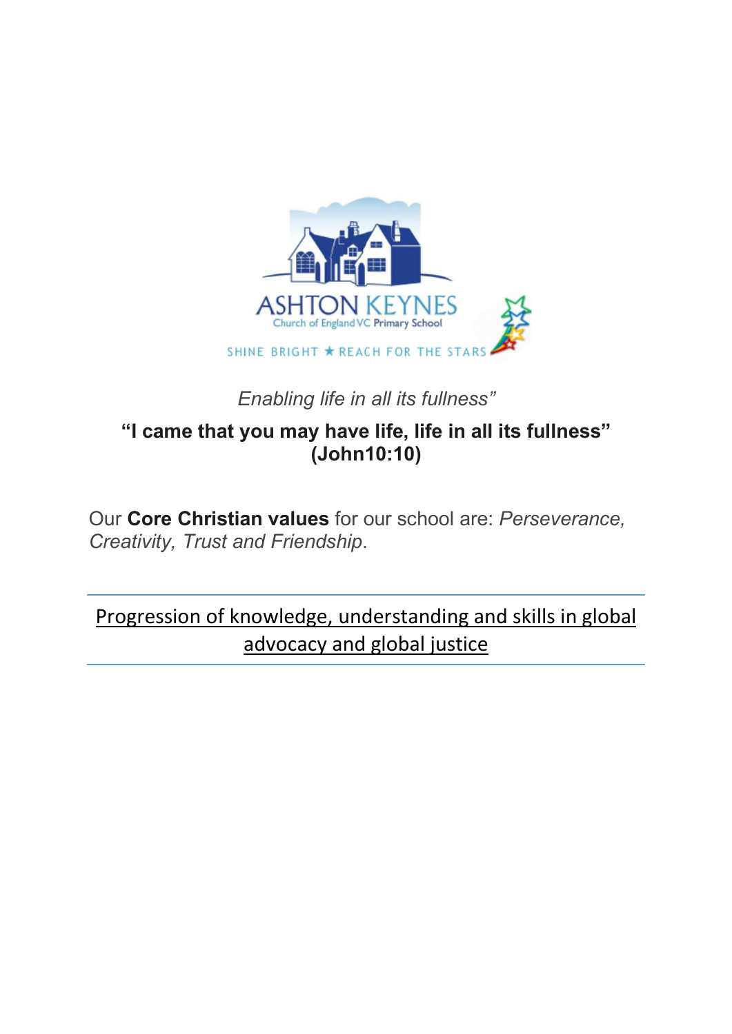ASHTON KEYNES
Church of England VC Primary School

SHINE BRIGHT ★ REACH FOR THE STARS

*Enabling life in all its fullness"*

**"I came that you may have life, life in all its fullness" (John10:10)**

Our **Core Christian values** for our school are: *Perseverance, Creativity, Trust and Friendship*.

# Progression of knowledge, understanding and skills in global advocacy and global justice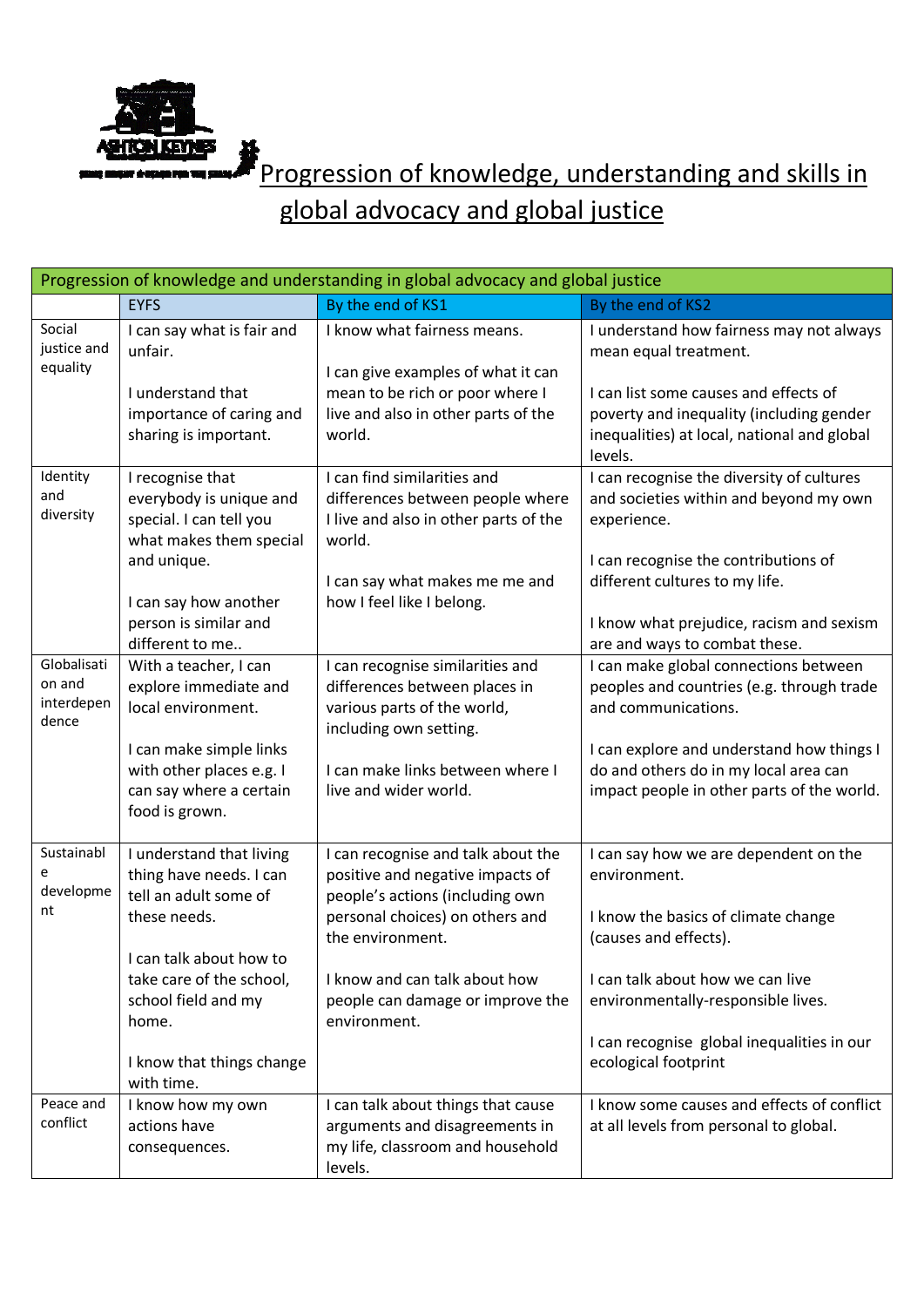# Progression of knowledge, understanding and skills in global advocacy and global justice

| Progression of knowledge and understanding in global advocacy and global justice | | | |
|---|---|---|---|
| | EYFS | By the end of KS1 | By the end of KS2 |
| Social justice and equality | I can say what is fair and unfair.<br><br>I understand that importance of caring and sharing is important. | I know what fairness means.<br><br>I can give examples of what it can mean to be rich or poor where I live and also in other parts of the world. | I understand how fairness may not always mean equal treatment.<br><br>I can list some causes and effects of poverty and inequality (including gender inequalities) at local, national and global levels. |
| Identity and diversity | I recognise that everybody is unique and special. I can tell you what makes them special and unique.<br><br>I can say how another person is similar and different to me.. | I can find similarities and differences between people where I live and also in other parts of the world.<br><br>I can say what makes me me and how I feel like I belong. | I can recognise the diversity of cultures and societies within and beyond my own experience.<br><br>I can recognise the contributions of different cultures to my life.<br><br>I know what prejudice, racism and sexism are and ways to combat these. |
| Globalisation and interdependence | With a teacher, I can explore immediate and local environment.<br><br>I can make simple links with other places e.g. I can say where a certain food is grown. | I can recognise similarities and differences between places in various parts of the world, including own setting.<br><br>I can make links between where I live and wider world. | I can make global connections between peoples and countries (e.g. through trade and communications.<br><br>I can explore and understand how things I do and others do in my local area can impact people in other parts of the world. |
| Sustainable development | I understand that living thing have needs. I can tell an adult some of these needs.<br><br>I can talk about how to take care of the school, school field and my home.<br><br>I know that things change with time. | I can recognise and talk about the positive and negative impacts of people's actions (including own personal choices) on others and the environment.<br><br>I know and can talk about how people can damage or improve the environment. | I can say how we are dependent on the environment.<br><br>I know the basics of climate change (causes and effects).<br><br>I can talk about how we can live environmentally-responsible lives.<br><br>I can recognise global inequalities in our ecological footprint |
| Peace and conflict | I know how my own actions have consequences. | I can talk about things that cause arguments and disagreements in my life, classroom and household levels. | I know some causes and effects of conflict at all levels from personal to global. |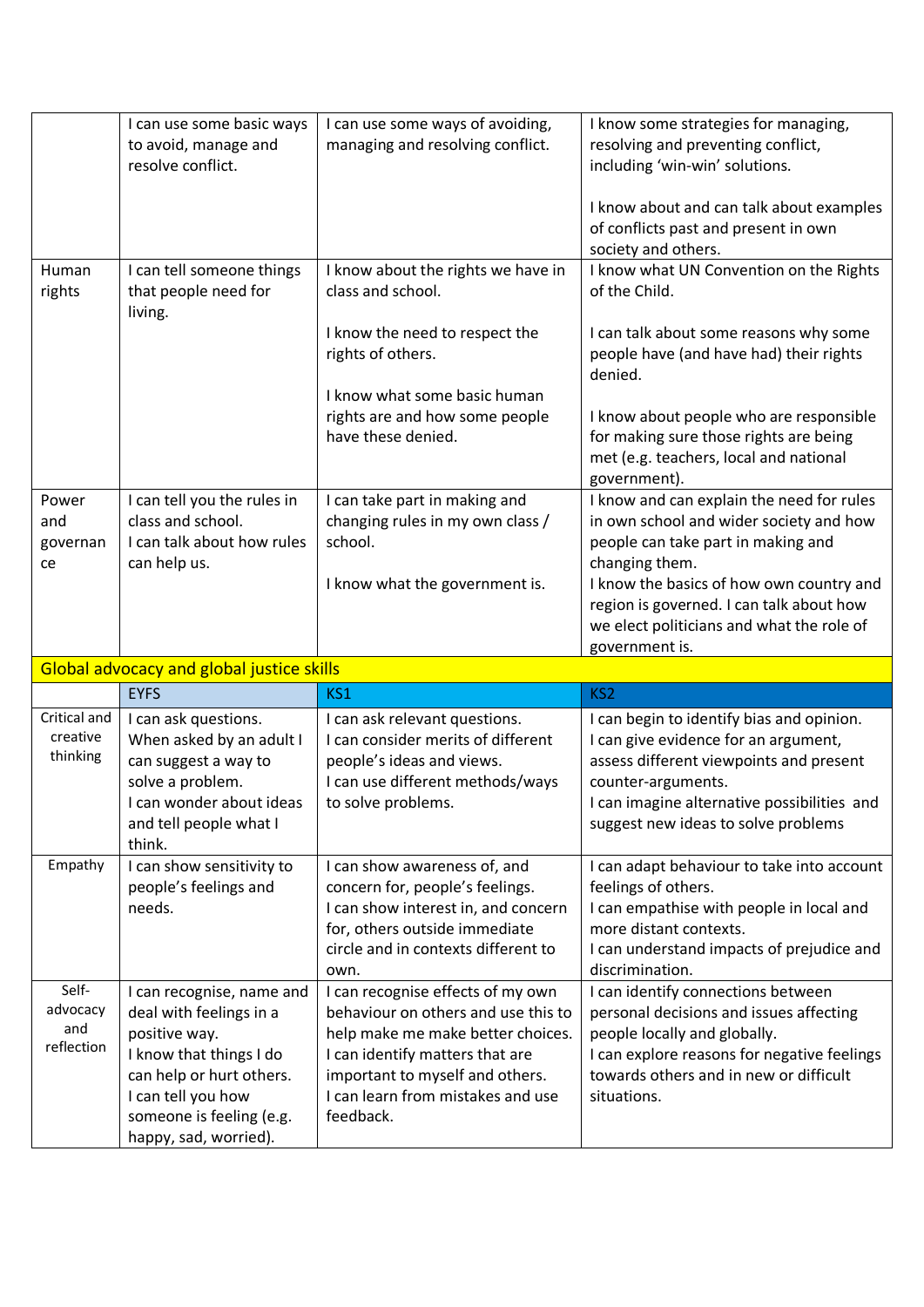| | | | |
|---|---|---|---|
| | I can use some basic ways to avoid, manage and resolve conflict. | I can use some ways of avoiding, managing and resolving conflict. | I know some strategies for managing, resolving and preventing conflict, including 'win-win' solutions.<br><br>I know about and can talk about examples of conflicts past and present in own society and others. |
| Human rights | I can tell someone things that people need for living. | I know about the rights we have in class and school.<br><br>I know the need to respect the rights of others.<br><br>I know what some basic human rights are and how some people have these denied. | I know what UN Convention on the Rights of the Child.<br><br>I can talk about some reasons why some people have (and have had) their rights denied.<br><br>I know about people who are responsible for making sure those rights are being met (e.g. teachers, local and national government). |
| Power and governance | I can tell you the rules in class and school.<br>I can talk about how rules can help us. | I can take part in making and changing rules in my own class / school.<br><br>I know what the government is. | I know and can explain the need for rules in own school and wider society and how people can take part in making and changing them.<br>I know the basics of how own country and region is governed. I can talk about how we elect politicians and what the role of government is. |
| **Global advocacy and global justice skills** | | | |
| | EYFS | KS1 | KS2 |
| Critical and creative thinking | I can ask questions.<br>When asked by an adult I can suggest a way to solve a problem.<br>I can wonder about ideas and tell people what I think. | I can ask relevant questions.<br>I can consider merits of different people's ideas and views.<br>I can use different methods/ways to solve problems. | I can begin to identify bias and opinion.<br>I can give evidence for an argument, assess different viewpoints and present counter-arguments.<br>I can imagine alternative possibilities and suggest new ideas to solve problems |
| Empathy | I can show sensitivity to people's feelings and needs. | I can show awareness of, and concern for, people's feelings.<br>I can show interest in, and concern for, others outside immediate circle and in contexts different to own. | I can adapt behaviour to take into account feelings of others.<br>I can empathise with people in local and more distant contexts.<br>I can understand impacts of prejudice and discrimination. |
| Self-advocacy and reflection | I can recognise, name and deal with feelings in a positive way.<br>I know that things I do can help or hurt others.<br>I can tell you how someone is feeling (e.g. happy, sad, worried). | I can recognise effects of my own behaviour on others and use this to help make me make better choices.<br>I can identify matters that are important to myself and others.<br>I can learn from mistakes and use feedback. | I can identify connections between personal decisions and issues affecting people locally and globally.<br>I can explore reasons for negative feelings towards others and in new or difficult situations. |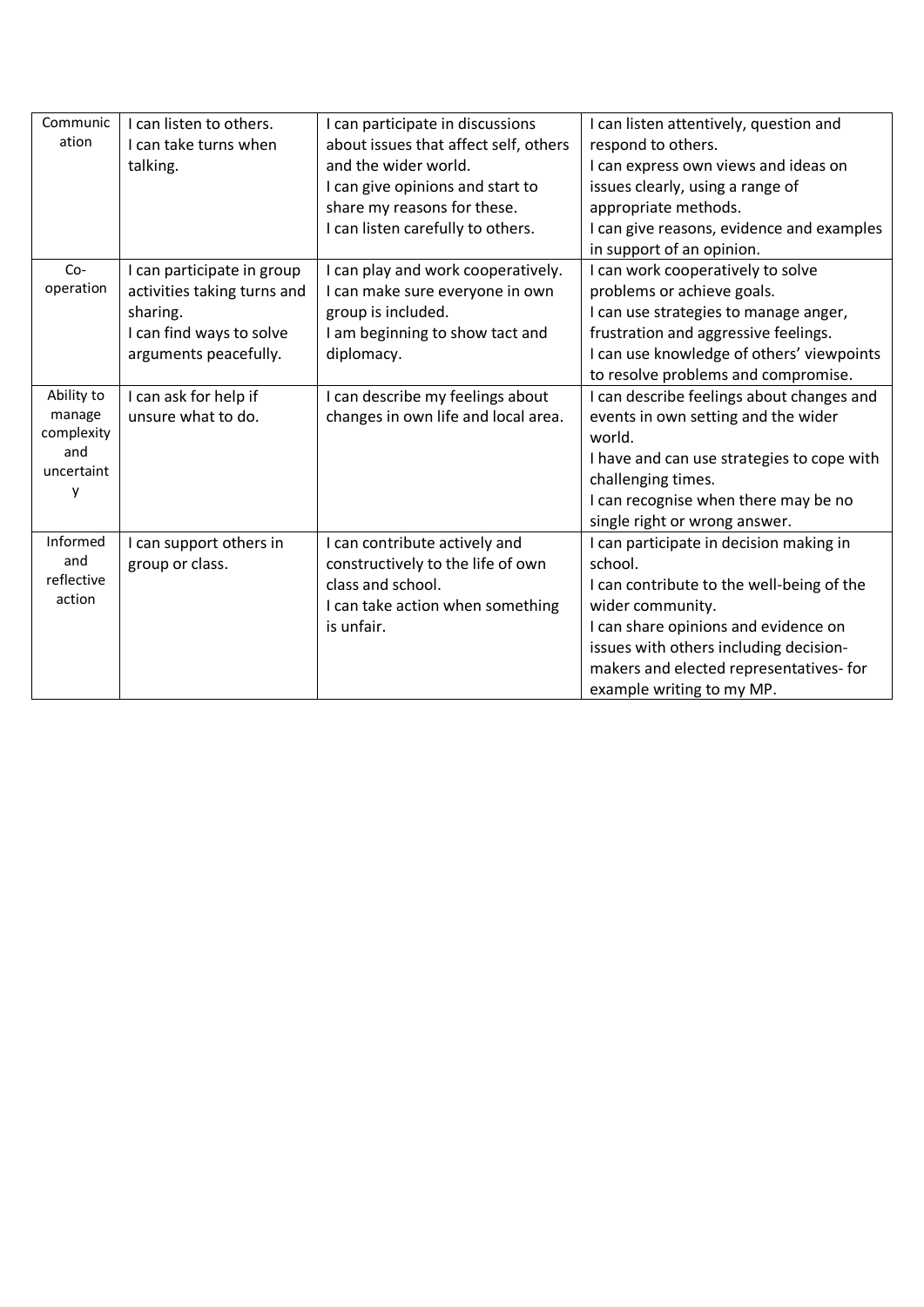| | | | |
|---|---|---|---|
| Communication | I can listen to others.<br>I can take turns when talking. | I can participate in discussions about issues that affect self, others and the wider world.<br>I can give opinions and start to share my reasons for these.<br>I can listen carefully to others. | I can listen attentively, question and respond to others.<br>I can express own views and ideas on issues clearly, using a range of appropriate methods.<br>I can give reasons, evidence and examples in support of an opinion. |
| Co-operation | I can participate in group activities taking turns and sharing.<br>I can find ways to solve arguments peacefully. | I can play and work cooperatively.<br>I can make sure everyone in own group is included.<br>I am beginning to show tact and diplomacy. | I can work cooperatively to solve problems or achieve goals.<br>I can use strategies to manage anger, frustration and aggressive feelings.<br>I can use knowledge of others' viewpoints to resolve problems and compromise. |
| Ability to manage complexity and uncertainty | I can ask for help if unsure what to do. | I can describe my feelings about changes in own life and local area. | I can describe feelings about changes and events in own setting and the wider world.<br>I have and can use strategies to cope with challenging times.<br>I can recognise when there may be no single right or wrong answer. |
| Informed and reflective action | I can support others in group or class. | I can contribute actively and constructively to the life of own class and school.<br>I can take action when something is unfair. | I can participate in decision making in school.<br>I can contribute to the well-being of the wider community.<br>I can share opinions and evidence on issues with others including decision-makers and elected representatives- for example writing to my MP. |